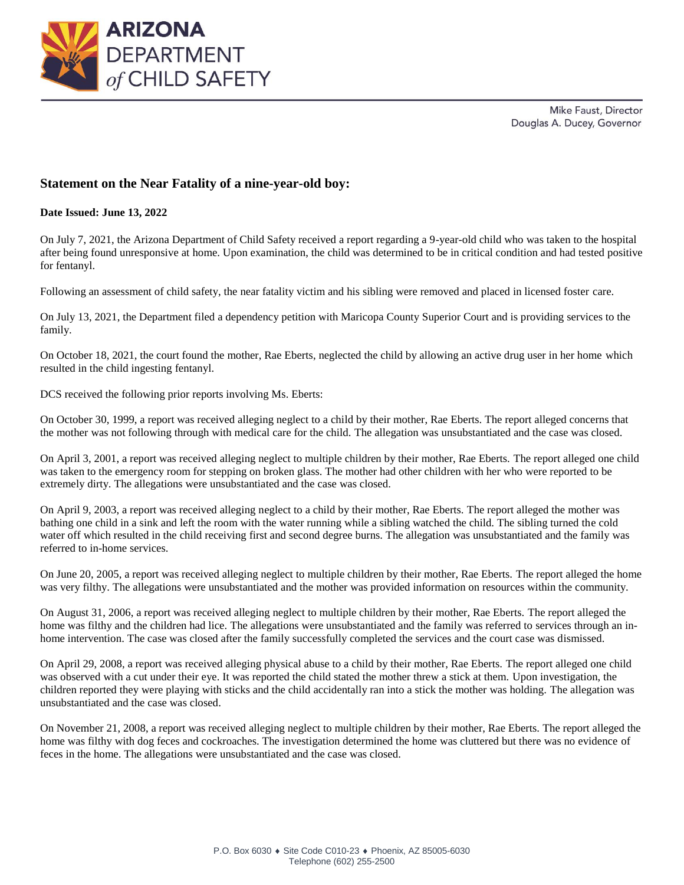ARIZONA DEPARTMENT of CHILD SAFETY

Mike Faust, Director
Douglas A. Ducey, Governor

## Statement on the Near Fatality of a nine-year-old boy:

**Date Issued: June 13, 2022**

On July 7, 2021, the Arizona Department of Child Safety received a report regarding a 9-year-old child who was taken to the hospital after being found unresponsive at home. Upon examination, the child was determined to be in critical condition and had tested positive for fentanyl.

Following an assessment of child safety, the near fatality victim and his sibling were removed and placed in licensed foster care.

On July 13, 2021, the Department filed a dependency petition with Maricopa County Superior Court and is providing services to the family.

On October 18, 2021, the court found the mother, Rae Eberts, neglected the child by allowing an active drug user in her home which resulted in the child ingesting fentanyl.

DCS received the following prior reports involving Ms. Eberts:

On October 30, 1999, a report was received alleging neglect to a child by their mother, Rae Eberts. The report alleged concerns that the mother was not following through with medical care for the child. The allegation was unsubstantiated and the case was closed.

On April 3, 2001, a report was received alleging neglect to multiple children by their mother, Rae Eberts. The report alleged one child was taken to the emergency room for stepping on broken glass. The mother had other children with her who were reported to be extremely dirty. The allegations were unsubstantiated and the case was closed.

On April 9, 2003, a report was received alleging neglect to a child by their mother, Rae Eberts. The report alleged the mother was bathing one child in a sink and left the room with the water running while a sibling watched the child. The sibling turned the cold water off which resulted in the child receiving first and second degree burns. The allegation was unsubstantiated and the family was referred to in-home services.

On June 20, 2005, a report was received alleging neglect to multiple children by their mother, Rae Eberts. The report alleged the home was very filthy. The allegations were unsubstantiated and the mother was provided information on resources within the community.

On August 31, 2006, a report was received alleging neglect to multiple children by their mother, Rae Eberts. The report alleged the home was filthy and the children had lice. The allegations were unsubstantiated and the family was referred to services through an in-home intervention. The case was closed after the family successfully completed the services and the court case was dismissed.

On April 29, 2008, a report was received alleging physical abuse to a child by their mother, Rae Eberts. The report alleged one child was observed with a cut under their eye. It was reported the child stated the mother threw a stick at them. Upon investigation, the children reported they were playing with sticks and the child accidentally ran into a stick the mother was holding. The allegation was unsubstantiated and the case was closed.

On November 21, 2008, a report was received alleging neglect to multiple children by their mother, Rae Eberts. The report alleged the home was filthy with dog feces and cockroaches. The investigation determined the home was cluttered but there was no evidence of feces in the home. The allegations were unsubstantiated and the case was closed.

P.O. Box 6030 ♦ Site Code C010-23 ♦ Phoenix, AZ 85005-6030
Telephone (602) 255-2500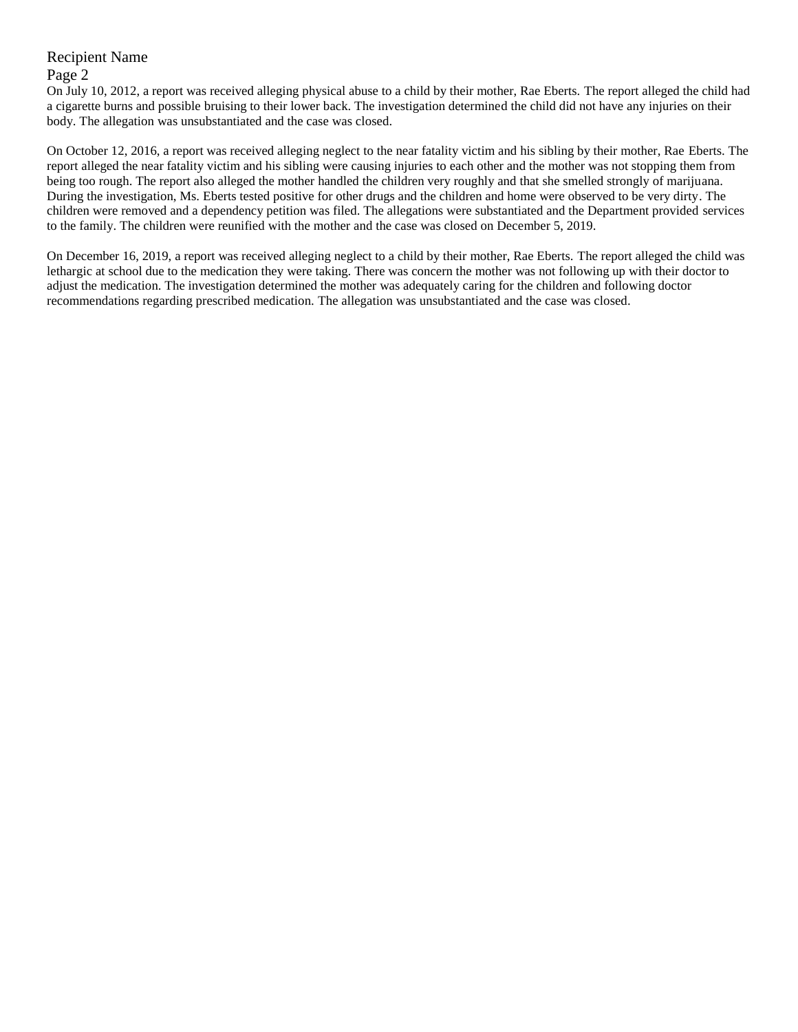On July 10, 2012, a report was received alleging physical abuse to a child by their mother, Rae Eberts. The report alleged the child had a cigarette burns and possible bruising to their lower back. The investigation determined the child did not have any injuries on their body. The allegation was unsubstantiated and the case was closed.

On October 12, 2016, a report was received alleging neglect to the near fatality victim and his sibling by their mother, Rae Eberts. The report alleged the near fatality victim and his sibling were causing injuries to each other and the mother was not stopping them from being too rough. The report also alleged the mother handled the children very roughly and that she smelled strongly of marijuana. During the investigation, Ms. Eberts tested positive for other drugs and the children and home were observed to be very dirty. The children were removed and a dependency petition was filed. The allegations were substantiated and the Department provided services to the family. The children were reunified with the mother and the case was closed on December 5, 2019.

On December 16, 2019, a report was received alleging neglect to a child by their mother, Rae Eberts. The report alleged the child was lethargic at school due to the medication they were taking. There was concern the mother was not following up with their doctor to adjust the medication. The investigation determined the mother was adequately caring for the children and following doctor recommendations regarding prescribed medication. The allegation was unsubstantiated and the case was closed.